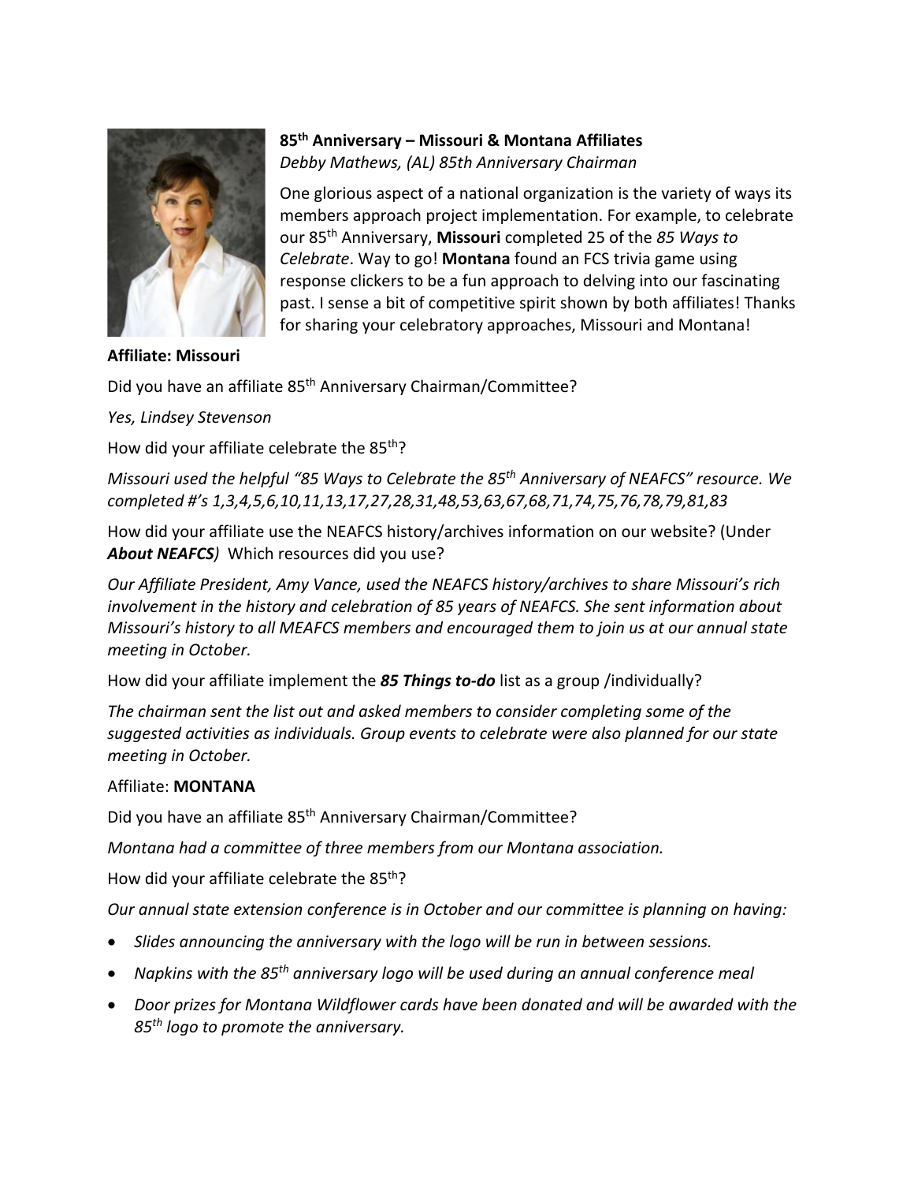### 85th Anniversary – Missouri & Montana Affiliates

*Debby Mathews, (AL) 85th Anniversary Chairman*

One glorious aspect of a national organization is the variety of ways its members approach project implementation. For example, to celebrate our 85th Anniversary, **Missouri** completed 25 of the *85 Ways to Celebrate*. Way to go! **Montana** found an FCS trivia game using response clickers to be a fun approach to delving into our fascinating past. I sense a bit of competitive spirit shown by both affiliates! Thanks for sharing your celebratory approaches, Missouri and Montana!

**Affiliate: Missouri**

Did you have an affiliate 85th Anniversary Chairman/Committee?

*Yes, Lindsey Stevenson*

How did your affiliate celebrate the 85th?

*Missouri used the helpful "85 Ways to Celebrate the 85th Anniversary of NEAFCS" resource. We completed #'s 1,3,4,5,6,10,11,13,17,27,28,31,48,53,63,67,68,71,74,75,76,78,79,81,83*

How did your affiliate use the NEAFCS history/archives information on our website? (Under ***About NEAFCS***) Which resources did you use?

*Our Affiliate President, Amy Vance, used the NEAFCS history/archives to share Missouri's rich involvement in the history and celebration of 85 years of NEAFCS. She sent information about Missouri's history to all MEAFCS members and encouraged them to join us at our annual state meeting in October.*

How did your affiliate implement the ***85 Things to-do*** list as a group /individually?

*The chairman sent the list out and asked members to consider completing some of the suggested activities as individuals. Group events to celebrate were also planned for our state meeting in October.*

Affiliate: **MONTANA**

Did you have an affiliate 85th Anniversary Chairman/Committee?

*Montana had a committee of three members from our Montana association.*

How did your affiliate celebrate the 85th?

*Our annual state extension conference is in October and our committee is planning on having:*

- *Slides announcing the anniversary with the logo will be run in between sessions.*
- *Napkins with the 85th anniversary logo will be used during an annual conference meal*
- *Door prizes for Montana Wildflower cards have been donated and will be awarded with the 85th logo to promote the anniversary.*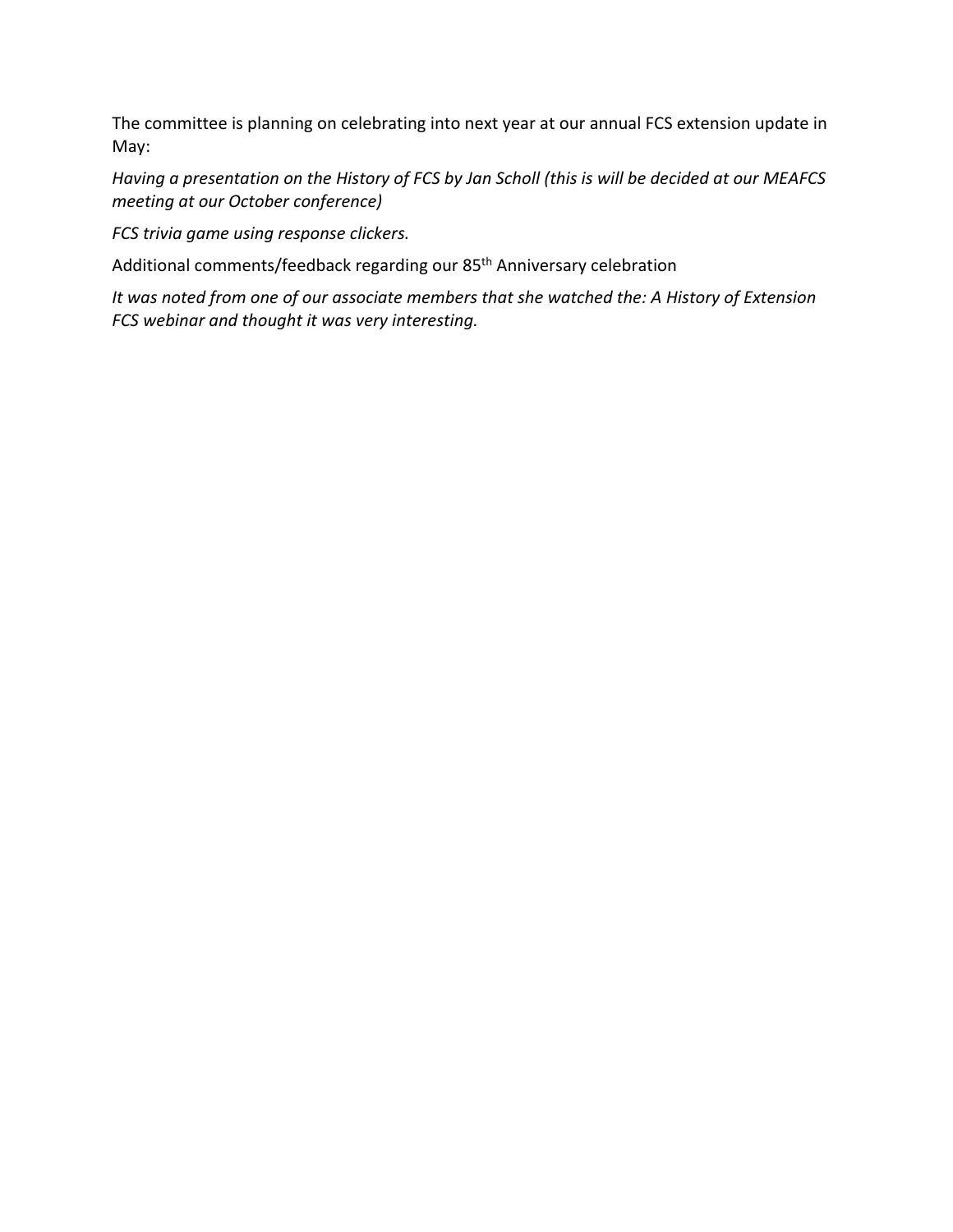The committee is planning on celebrating into next year at our annual FCS extension update in May:

*Having a presentation on the History of FCS by Jan Scholl (this is will be decided at our MEAFCS meeting at our October conference)*

*FCS trivia game using response clickers.*

Additional comments/feedback regarding our 85th Anniversary celebration

*It was noted from one of our associate members that she watched the: A History of Extension FCS webinar and thought it was very interesting.*